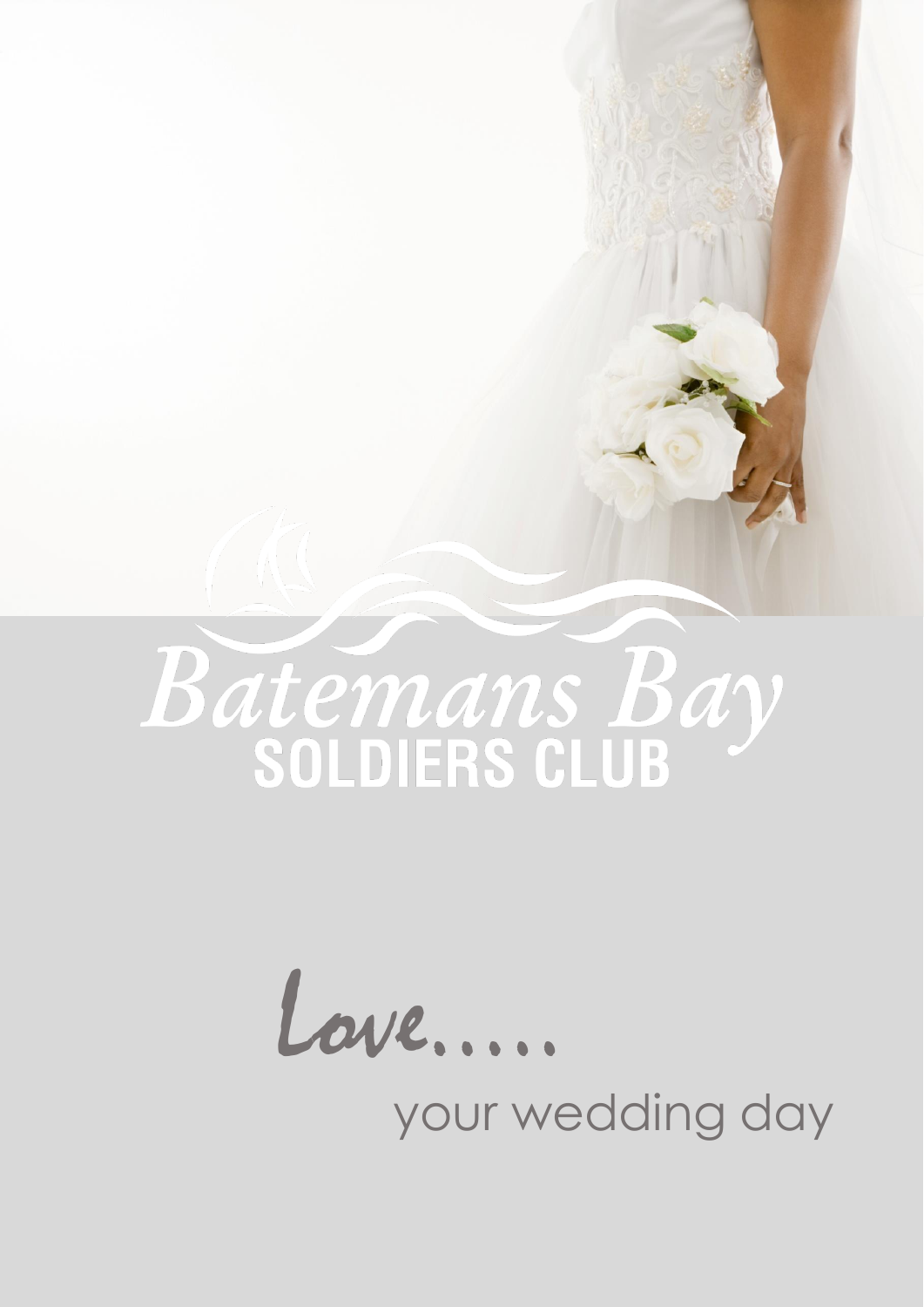# Batemans Bay
## SOLDIERS CLUB

Love.....

your wedding day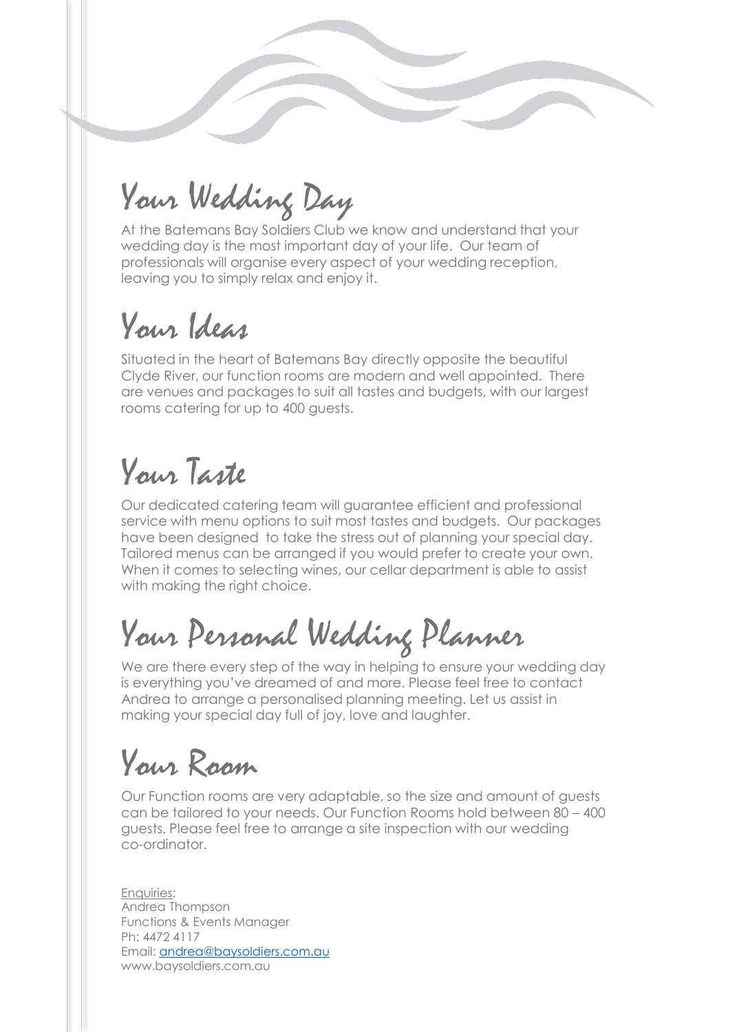## Your Wedding Day

At the Batemans Bay Soldiers Club we know and understand that your wedding day is the most important day of your life. Our team of professionals will organise every aspect of your wedding reception, leaving you to simply relax and enjoy it.

## Your Ideas

Situated in the heart of Batemans Bay directly opposite the beautiful Clyde River, our function rooms are modern and well appointed. There are venues and packages to suit all tastes and budgets, with our largest rooms catering for up to 400 guests.

## Your Taste

Our dedicated catering team will guarantee efficient and professional service with menu options to suit most tastes and budgets. Our packages have been designed to take the stress out of planning your special day. Tailored menus can be arranged if you would prefer to create your own. When it comes to selecting wines, our cellar department is able to assist with making the right choice.

## Your Personal Wedding Planner

We are there every step of the way in helping to ensure your wedding day is everything you've dreamed of and more. Please feel free to contact Andrea to arrange a personalised planning meeting. Let us assist in making your special day full of joy, love and laughter.

## Your Room

Our Function rooms are very adaptable, so the size and amount of guests can be tailored to your needs. Our Function Rooms hold between 80 – 400 guests. Please feel free to arrange a site inspection with our wedding co-ordinator.

Enquiries:
Andrea Thompson
Functions & Events Manager
Ph: 4472 4117
Email: andrea@baysoldiers.com.au
www.baysoldiers.com.au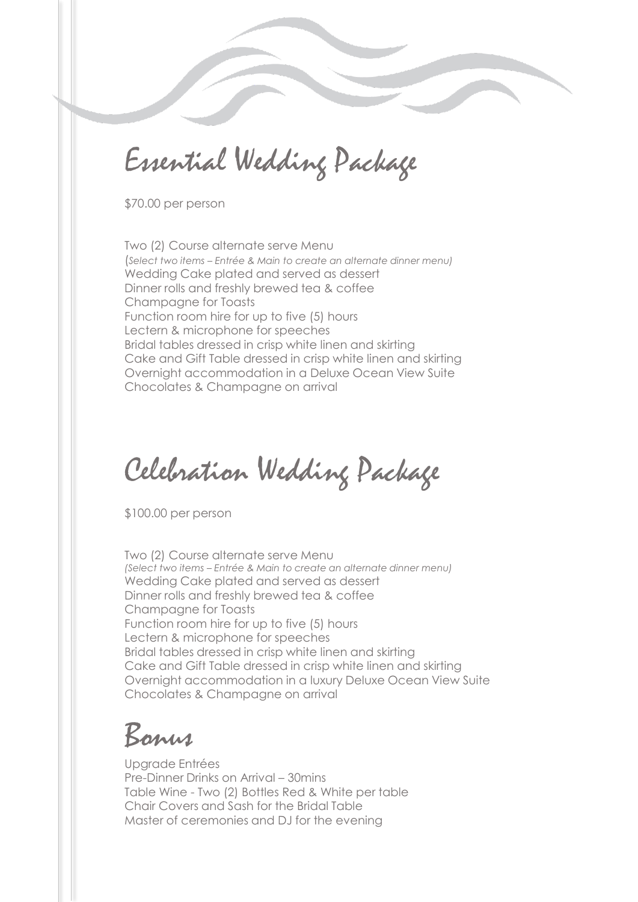# Essential Wedding Package

$70.00 per person

Two (2) Course alternate serve Menu
(*Select two items – Entrée & Main to create an alternate dinner menu)*
Wedding Cake plated and served as dessert
Dinner rolls and freshly brewed tea & coffee
Champagne for Toasts
Function room hire for up to five (5) hours
Lectern & microphone for speeches
Bridal tables dressed in crisp white linen and skirting
Cake and Gift Table dressed in crisp white linen and skirting
Overnight accommodation in a Deluxe Ocean View Suite
Chocolates & Champagne on arrival

# Celebration Wedding Package

$100.00 per person

Two (2) Course alternate serve Menu
*(Select two items – Entrée & Main to create an alternate dinner menu)*
Wedding Cake plated and served as dessert
Dinner rolls and freshly brewed tea & coffee
Champagne for Toasts
Function room hire for up to five (5) hours
Lectern & microphone for speeches
Bridal tables dressed in crisp white linen and skirting
Cake and Gift Table dressed in crisp white linen and skirting
Overnight accommodation in a luxury Deluxe Ocean View Suite
Chocolates & Champagne on arrival

## Bonus

Upgrade Entrées
Pre-Dinner Drinks on Arrival – 30mins
Table Wine - Two (2) Bottles Red & White per table
Chair Covers and Sash for the Bridal Table
Master of ceremonies and DJ for the evening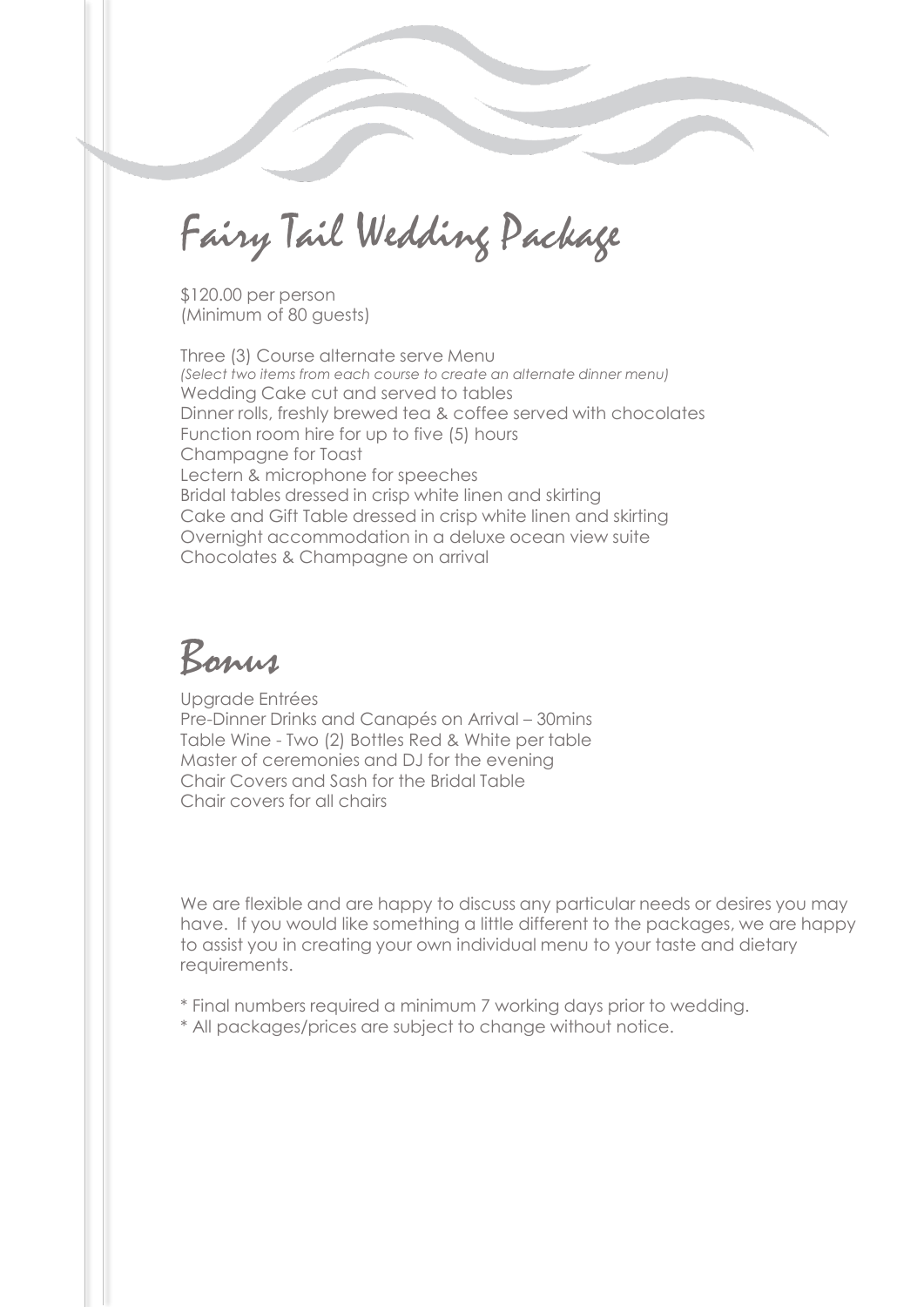# Fairy Tail Wedding Package

$120.00 per person
(Minimum of 80 guests)

Three (3) Course alternate serve Menu
*(Select two items from each course to create an alternate dinner menu)*
Wedding Cake cut and served to tables
Dinner rolls, freshly brewed tea & coffee served with chocolates
Function room hire for up to five (5) hours
Champagne for Toast
Lectern & microphone for speeches
Bridal tables dressed in crisp white linen and skirting
Cake and Gift Table dressed in crisp white linen and skirting
Overnight accommodation in a deluxe ocean view suite
Chocolates & Champagne on arrival

# Bonus

Upgrade Entrées
Pre-Dinner Drinks and Canapés on Arrival – 30mins
Table Wine - Two (2) Bottles Red & White per table
Master of ceremonies and DJ for the evening
Chair Covers and Sash for the Bridal Table
Chair covers for all chairs

We are flexible and are happy to discuss any particular needs or desires you may have. If you would like something a little different to the packages, we are happy to assist you in creating your own individual menu to your taste and dietary requirements.

* Final numbers required a minimum 7 working days prior to wedding.
* All packages/prices are subject to change without notice.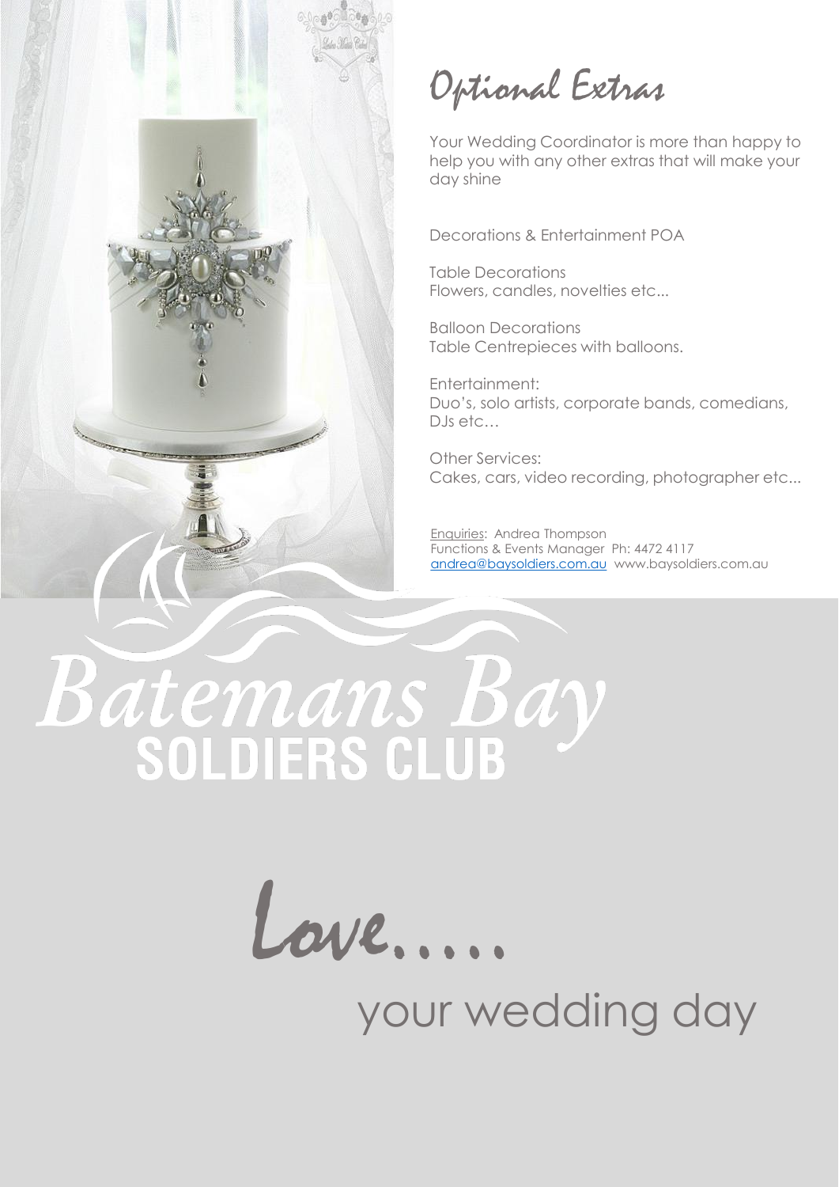# Optional Extras

Your Wedding Coordinator is more than happy to help you with any other extras that will make your day shine

Decorations & Entertainment POA

Table Decorations
Flowers, candles, novelties etc...

Balloon Decorations
Table Centrepieces with balloons.

Entertainment:
Duo's, solo artists, corporate bands, comedians, DJs etc…

Other Services:
Cakes, cars, video recording, photographer etc...

Enquiries: Andrea Thompson
Functions & Events Manager Ph: 4472 4117
andrea@baysoldiers.com.au www.baysoldiers.com.au

Batemans Bay
SOLDIERS CLUB

Love.....

your wedding day